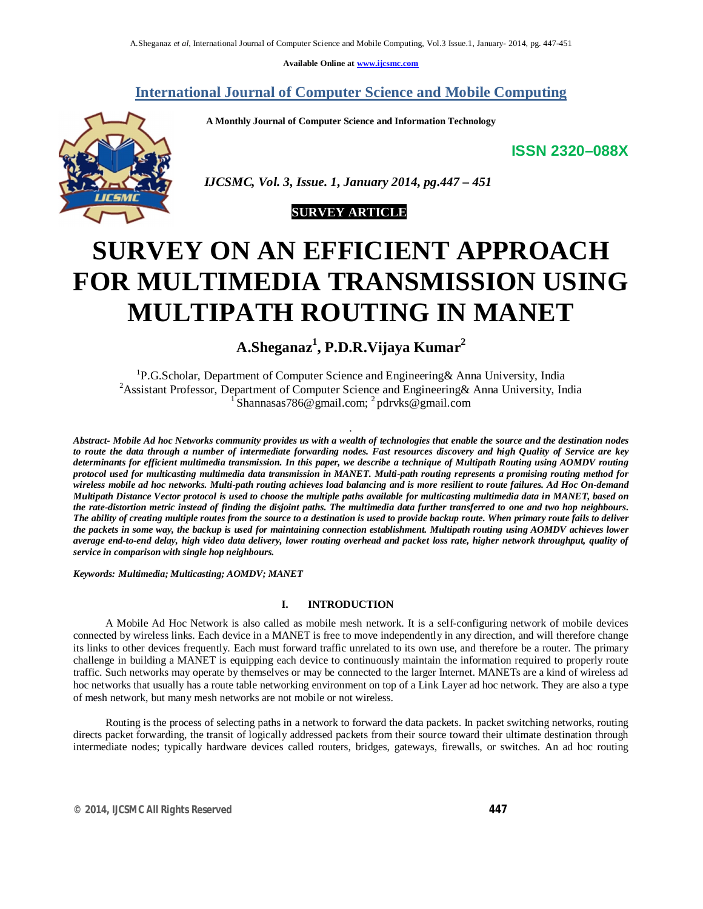Available Online at www.ijcsmc.com

# International Journal of Computer Science and Mobile Computing

**A Monthly Journal of Computer Science and Information Technology**

**ISSN 2320–088X**

*IJCSMC, Vol. 3, Issue. 1, January 2014, pg.447 – 451*

**SURVEY ARTICLE**

# SURVEY ON AN EFFICIENT APPROACH FOR MULTIMEDIA TRANSMISSION USING MULTIPATH ROUTING IN MANET

**A.Sheganaz[1], P.D.R.Vijaya Kumar[2]**

[1]P.G.Scholar, Department of Computer Science and Engineering& Anna University, India
[2]Assistant Professor, Department of Computer Science and Engineering& Anna University, India
[1] Shannasas786@gmail.com; [2] pdrvks@gmail.com

***Abstract- Mobile Ad hoc Networks community provides us with a wealth of technologies that enable the source and the destination nodes to route the data through a number of intermediate forwarding nodes. Fast resources discovery and high Quality of Service are key determinants for efficient multimedia transmission. In this paper, we describe a technique of Multipath Routing using AOMDV routing protocol used for multicasting multimedia data transmission in MANET. Multi-path routing represents a promising routing method for wireless mobile ad hoc networks. Multi-path routing achieves load balancing and is more resilient to route failures. Ad Hoc On-demand Multipath Distance Vector protocol is used to choose the multiple paths available for multicasting multimedia data in MANET, based on the rate-distortion metric instead of finding the disjoint paths. The multimedia data further transferred to one and two hop neighbours. The ability of creating multiple routes from the source to a destination is used to provide backup route. When primary route fails to deliver the packets in some way, the backup is used for maintaining connection establishment. Multipath routing using AOMDV achieves lower average end-to-end delay, high video data delivery, lower routing overhead and packet loss rate, higher network throughput, quality of service in comparison with single hop neighbours.***

***Keywords: Multimedia; Multicasting; AOMDV; MANET***

## I. INTRODUCTION

A Mobile Ad Hoc Network is also called as mobile mesh network. It is a self-configuring network of mobile devices connected by wireless links. Each device in a MANET is free to move independently in any direction, and will therefore change its links to other devices frequently. Each must forward traffic unrelated to its own use, and therefore be a router. The primary challenge in building a MANET is equipping each device to continuously maintain the information required to properly route traffic. Such networks may operate by themselves or may be connected to the larger Internet. MANETs are a kind of wireless ad hoc networks that usually has a route table networking environment on top of a Link Layer ad hoc network. They are also a type of mesh network, but many mesh networks are not mobile or not wireless.

Routing is the process of selecting paths in a network to forward the data packets. In packet switching networks, routing directs packet forwarding, the transit of logically addressed packets from their source toward their ultimate destination through intermediate nodes; typically hardware devices called routers, bridges, gateways, firewalls, or switches. An ad hoc routing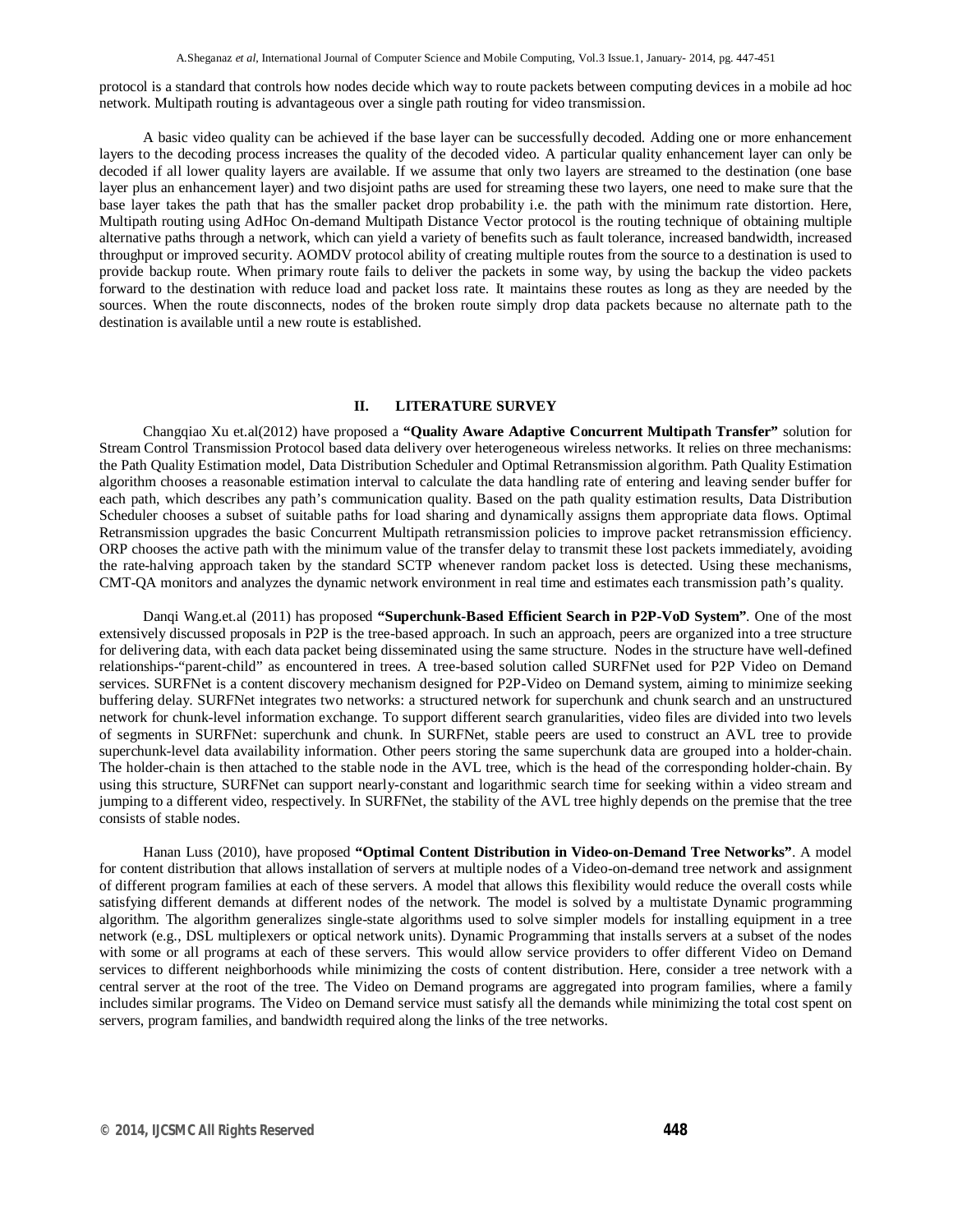protocol is a standard that controls how nodes decide which way to route packets between computing devices in a mobile ad hoc network. Multipath routing is advantageous over a single path routing for video transmission.

A basic video quality can be achieved if the base layer can be successfully decoded. Adding one or more enhancement layers to the decoding process increases the quality of the decoded video. A particular quality enhancement layer can only be decoded if all lower quality layers are available. If we assume that only two layers are streamed to the destination (one base layer plus an enhancement layer) and two disjoint paths are used for streaming these two layers, one need to make sure that the base layer takes the path that has the smaller packet drop probability i.e. the path with the minimum rate distortion. Here, Multipath routing using AdHoc On-demand Multipath Distance Vector protocol is the routing technique of obtaining multiple alternative paths through a network, which can yield a variety of benefits such as fault tolerance, increased bandwidth, increased throughput or improved security. AOMDV protocol ability of creating multiple routes from the source to a destination is used to provide backup route. When primary route fails to deliver the packets in some way, by using the backup the video packets forward to the destination with reduce load and packet loss rate. It maintains these routes as long as they are needed by the sources. When the route disconnects, nodes of the broken route simply drop data packets because no alternate path to the destination is available until a new route is established.

## II. LITERATURE SURVEY

Changqiao Xu et.al(2012) have proposed a **"Quality Aware Adaptive Concurrent Multipath Transfer"** solution for Stream Control Transmission Protocol based data delivery over heterogeneous wireless networks. It relies on three mechanisms: the Path Quality Estimation model, Data Distribution Scheduler and Optimal Retransmission algorithm. Path Quality Estimation algorithm chooses a reasonable estimation interval to calculate the data handling rate of entering and leaving sender buffer for each path, which describes any path's communication quality. Based on the path quality estimation results, Data Distribution Scheduler chooses a subset of suitable paths for load sharing and dynamically assigns them appropriate data flows. Optimal Retransmission upgrades the basic Concurrent Multipath retransmission policies to improve packet retransmission efficiency. ORP chooses the active path with the minimum value of the transfer delay to transmit these lost packets immediately, avoiding the rate-halving approach taken by the standard SCTP whenever random packet loss is detected. Using these mechanisms, CMT-QA monitors and analyzes the dynamic network environment in real time and estimates each transmission path's quality.

Danqi Wang.et.al (2011) has proposed **"Superchunk-Based Efficient Search in P2P-VoD System"**. One of the most extensively discussed proposals in P2P is the tree-based approach. In such an approach, peers are organized into a tree structure for delivering data, with each data packet being disseminated using the same structure. Nodes in the structure have well-defined relationships-"parent-child" as encountered in trees. A tree-based solution called SURFNet used for P2P Video on Demand services. SURFNet is a content discovery mechanism designed for P2P-Video on Demand system, aiming to minimize seeking buffering delay. SURFNet integrates two networks: a structured network for superchunk and chunk search and an unstructured network for chunk-level information exchange. To support different search granularities, video files are divided into two levels of segments in SURFNet: superchunk and chunk. In SURFNet, stable peers are used to construct an AVL tree to provide superchunk-level data availability information. Other peers storing the same superchunk data are grouped into a holder-chain. The holder-chain is then attached to the stable node in the AVL tree, which is the head of the corresponding holder-chain. By using this structure, SURFNet can support nearly-constant and logarithmic search time for seeking within a video stream and jumping to a different video, respectively. In SURFNet, the stability of the AVL tree highly depends on the premise that the tree consists of stable nodes.

Hanan Luss (2010), have proposed **"Optimal Content Distribution in Video-on-Demand Tree Networks"**. A model for content distribution that allows installation of servers at multiple nodes of a Video-on-demand tree network and assignment of different program families at each of these servers. A model that allows this flexibility would reduce the overall costs while satisfying different demands at different nodes of the network. The model is solved by a multistate Dynamic programming algorithm. The algorithm generalizes single-state algorithms used to solve simpler models for installing equipment in a tree network (e.g., DSL multiplexers or optical network units). Dynamic Programming that installs servers at a subset of the nodes with some or all programs at each of these servers. This would allow service providers to offer different Video on Demand services to different neighborhoods while minimizing the costs of content distribution. Here, consider a tree network with a central server at the root of the tree. The Video on Demand programs are aggregated into program families, where a family includes similar programs. The Video on Demand service must satisfy all the demands while minimizing the total cost spent on servers, program families, and bandwidth required along the links of the tree networks.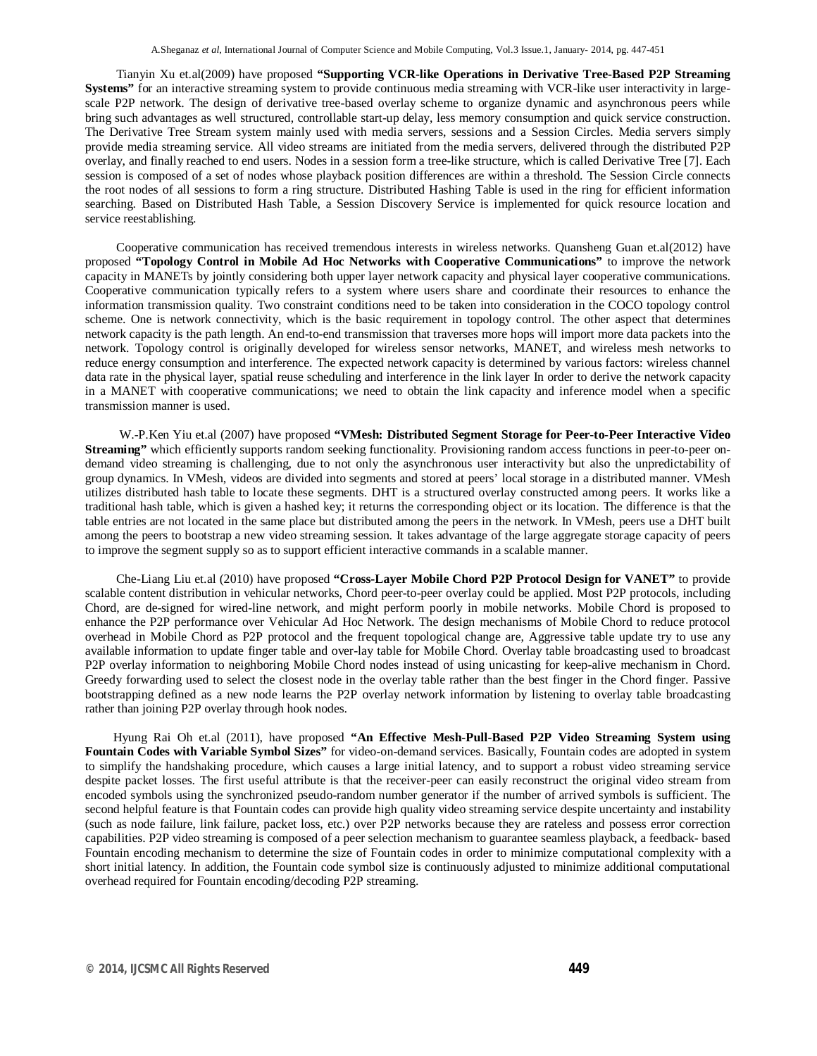Tianyin Xu et.al(2009) have proposed **"Supporting VCR-like Operations in Derivative Tree-Based P2P Streaming Systems"** for an interactive streaming system to provide continuous media streaming with VCR-like user interactivity in large-scale P2P network. The design of derivative tree-based overlay scheme to organize dynamic and asynchronous peers while bring such advantages as well structured, controllable start-up delay, less memory consumption and quick service construction. The Derivative Tree Stream system mainly used with media servers, sessions and a Session Circles. Media servers simply provide media streaming service. All video streams are initiated from the media servers, delivered through the distributed P2P overlay, and finally reached to end users. Nodes in a session form a tree-like structure, which is called Derivative Tree [7]. Each session is composed of a set of nodes whose playback position differences are within a threshold. The Session Circle connects the root nodes of all sessions to form a ring structure. Distributed Hashing Table is used in the ring for efficient information searching. Based on Distributed Hash Table, a Session Discovery Service is implemented for quick resource location and service reestablishing.

Cooperative communication has received tremendous interests in wireless networks. Quansheng Guan et.al(2012) have proposed **"Topology Control in Mobile Ad Hoc Networks with Cooperative Communications"** to improve the network capacity in MANETs by jointly considering both upper layer network capacity and physical layer cooperative communications. Cooperative communication typically refers to a system where users share and coordinate their resources to enhance the information transmission quality. Two constraint conditions need to be taken into consideration in the COCO topology control scheme. One is network connectivity, which is the basic requirement in topology control. The other aspect that determines network capacity is the path length. An end-to-end transmission that traverses more hops will import more data packets into the network. Topology control is originally developed for wireless sensor networks, MANET, and wireless mesh networks to reduce energy consumption and interference. The expected network capacity is determined by various factors: wireless channel data rate in the physical layer, spatial reuse scheduling and interference in the link layer In order to derive the network capacity in a MANET with cooperative communications; we need to obtain the link capacity and inference model when a specific transmission manner is used.

W.-P.Ken Yiu et.al (2007) have proposed **"VMesh: Distributed Segment Storage for Peer-to-Peer Interactive Video Streaming"** which efficiently supports random seeking functionality. Provisioning random access functions in peer-to-peer on-demand video streaming is challenging, due to not only the asynchronous user interactivity but also the unpredictability of group dynamics. In VMesh, videos are divided into segments and stored at peers' local storage in a distributed manner. VMesh utilizes distributed hash table to locate these segments. DHT is a structured overlay constructed among peers. It works like a traditional hash table, which is given a hashed key; it returns the corresponding object or its location. The difference is that the table entries are not located in the same place but distributed among the peers in the network. In VMesh, peers use a DHT built among the peers to bootstrap a new video streaming session. It takes advantage of the large aggregate storage capacity of peers to improve the segment supply so as to support efficient interactive commands in a scalable manner.

Che-Liang Liu et.al (2010) have proposed **"Cross-Layer Mobile Chord P2P Protocol Design for VANET"** to provide scalable content distribution in vehicular networks, Chord peer-to-peer overlay could be applied. Most P2P protocols, including Chord, are de-signed for wired-line network, and might perform poorly in mobile networks. Mobile Chord is proposed to enhance the P2P performance over Vehicular Ad Hoc Network. The design mechanisms of Mobile Chord to reduce protocol overhead in Mobile Chord as P2P protocol and the frequent topological change are, Aggressive table update try to use any available information to update finger table and over-lay table for Mobile Chord. Overlay table broadcasting used to broadcast P2P overlay information to neighboring Mobile Chord nodes instead of using unicasting for keep-alive mechanism in Chord. Greedy forwarding used to select the closest node in the overlay table rather than the best finger in the Chord finger. Passive bootstrapping defined as a new node learns the P2P overlay network information by listening to overlay table broadcasting rather than joining P2P overlay through hook nodes.

Hyung Rai Oh et.al (2011), have proposed **"An Effective Mesh-Pull-Based P2P Video Streaming System using Fountain Codes with Variable Symbol Sizes"** for video-on-demand services. Basically, Fountain codes are adopted in system to simplify the handshaking procedure, which causes a large initial latency, and to support a robust video streaming service despite packet losses. The first useful attribute is that the receiver-peer can easily reconstruct the original video stream from encoded symbols using the synchronized pseudo-random number generator if the number of arrived symbols is sufficient. The second helpful feature is that Fountain codes can provide high quality video streaming service despite uncertainty and instability (such as node failure, link failure, packet loss, etc.) over P2P networks because they are rateless and possess error correction capabilities. P2P video streaming is composed of a peer selection mechanism to guarantee seamless playback, a feedback- based Fountain encoding mechanism to determine the size of Fountain codes in order to minimize computational complexity with a short initial latency. In addition, the Fountain code symbol size is continuously adjusted to minimize additional computational overhead required for Fountain encoding/decoding P2P streaming.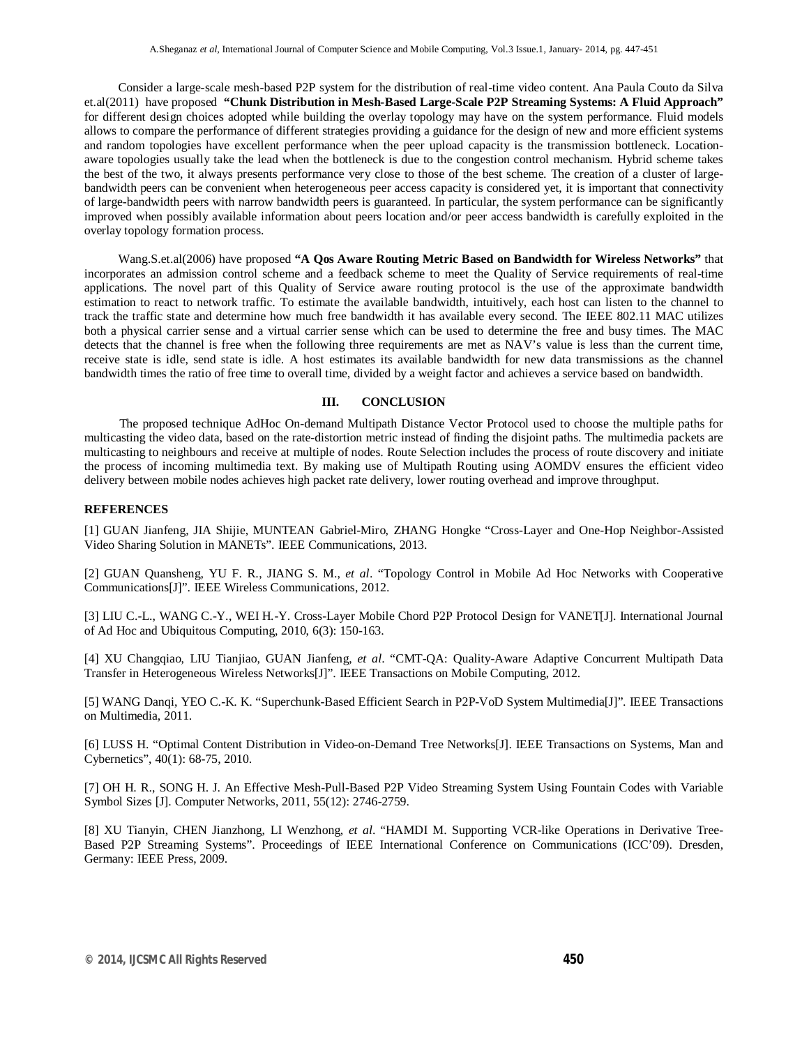Consider a large-scale mesh-based P2P system for the distribution of real-time video content. Ana Paula Couto da Silva et.al(2011) have proposed **"Chunk Distribution in Mesh-Based Large-Scale P2P Streaming Systems: A Fluid Approach"** for different design choices adopted while building the overlay topology may have on the system performance. Fluid models allows to compare the performance of different strategies providing a guidance for the design of new and more efficient systems and random topologies have excellent performance when the peer upload capacity is the transmission bottleneck. Location-aware topologies usually take the lead when the bottleneck is due to the congestion control mechanism. Hybrid scheme takes the best of the two, it always presents performance very close to those of the best scheme. The creation of a cluster of large-bandwidth peers can be convenient when heterogeneous peer access capacity is considered yet, it is important that connectivity of large-bandwidth peers with narrow bandwidth peers is guaranteed. In particular, the system performance can be significantly improved when possibly available information about peers location and/or peer access bandwidth is carefully exploited in the overlay topology formation process.

Wang.S.et.al(2006) have proposed **"A Qos Aware Routing Metric Based on Bandwidth for Wireless Networks"** that incorporates an admission control scheme and a feedback scheme to meet the Quality of Service requirements of real-time applications. The novel part of this Quality of Service aware routing protocol is the use of the approximate bandwidth estimation to react to network traffic. To estimate the available bandwidth, intuitively, each host can listen to the channel to track the traffic state and determine how much free bandwidth it has available every second. The IEEE 802.11 MAC utilizes both a physical carrier sense and a virtual carrier sense which can be used to determine the free and busy times. The MAC detects that the channel is free when the following three requirements are met as NAV's value is less than the current time, receive state is idle, send state is idle. A host estimates its available bandwidth for new data transmissions as the channel bandwidth times the ratio of free time to overall time, divided by a weight factor and achieves a service based on bandwidth.

## III. CONCLUSION

The proposed technique AdHoc On-demand Multipath Distance Vector Protocol used to choose the multiple paths for multicasting the video data, based on the rate-distortion metric instead of finding the disjoint paths. The multimedia packets are multicasting to neighbours and receive at multiple of nodes. Route Selection includes the process of route discovery and initiate the process of incoming multimedia text. By making use of Multipath Routing using AOMDV ensures the efficient video delivery between mobile nodes achieves high packet rate delivery, lower routing overhead and improve throughput.

## REFERENCES

[1] GUAN Jianfeng, JIA Shijie, MUNTEAN Gabriel-Miro, ZHANG Hongke "Cross-Layer and One-Hop Neighbor-Assisted Video Sharing Solution in MANETs". IEEE Communications, 2013.

[2] GUAN Quansheng, YU F. R., JIANG S. M., *et al*. "Topology Control in Mobile Ad Hoc Networks with Cooperative Communications[J]". IEEE Wireless Communications, 2012.

[3] LIU C.-L., WANG C.-Y., WEI H.-Y. Cross-Layer Mobile Chord P2P Protocol Design for VANET[J]. International Journal of Ad Hoc and Ubiquitous Computing, 2010, 6(3): 150-163.

[4] XU Changqiao, LIU Tianjiao, GUAN Jianfeng, *et al*. "CMT-QA: Quality-Aware Adaptive Concurrent Multipath Data Transfer in Heterogeneous Wireless Networks[J]". IEEE Transactions on Mobile Computing, 2012.

[5] WANG Danqi, YEO C.-K. K. "Superchunk-Based Efficient Search in P2P-VoD System Multimedia[J]". IEEE Transactions on Multimedia, 2011.

[6] LUSS H. "Optimal Content Distribution in Video-on-Demand Tree Networks[J]. IEEE Transactions on Systems, Man and Cybernetics", 40(1): 68-75, 2010.

[7] OH H. R., SONG H. J. An Effective Mesh-Pull-Based P2P Video Streaming System Using Fountain Codes with Variable Symbol Sizes [J]. Computer Networks, 2011, 55(12): 2746-2759.

[8] XU Tianyin, CHEN Jianzhong, LI Wenzhong, *et al*. "HAMDI M. Supporting VCR-like Operations in Derivative Tree-Based P2P Streaming Systems". Proceedings of IEEE International Conference on Communications (ICC'09). Dresden, Germany: IEEE Press, 2009.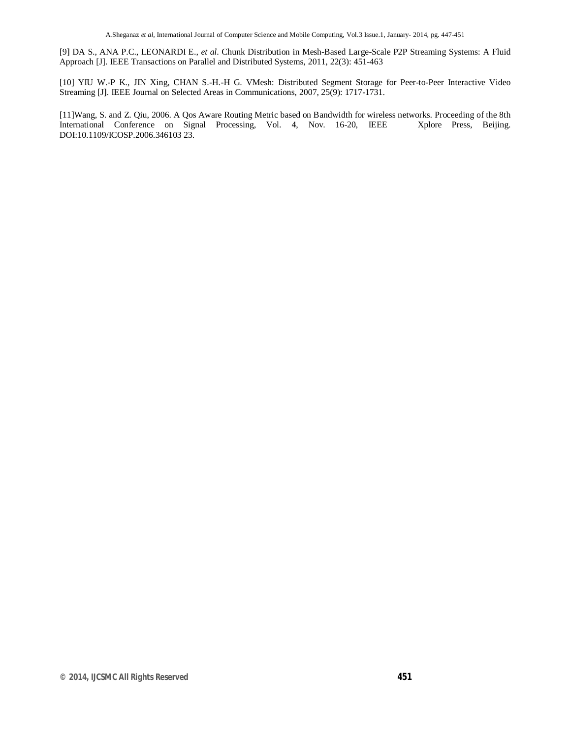[9] DA S., ANA P.C., LEONARDI E., *et al*. Chunk Distribution in Mesh-Based Large-Scale P2P Streaming Systems: A Fluid Approach [J]. IEEE Transactions on Parallel and Distributed Systems, 2011, 22(3): 451-463

[10] YIU W.-P K., JIN Xing, CHAN S.-H.-H G. VMesh: Distributed Segment Storage for Peer-to-Peer Interactive Video Streaming [J]. IEEE Journal on Selected Areas in Communications, 2007, 25(9): 1717-1731.

[11]Wang, S. and Z. Qiu, 2006. A Qos Aware Routing Metric based on Bandwidth for wireless networks. Proceeding of the 8th International Conference on Signal Processing, Vol. 4, Nov. 16-20, IEEE Xplore Press, Beijing. DOI:10.1109/ICOSP.2006.346103 23.